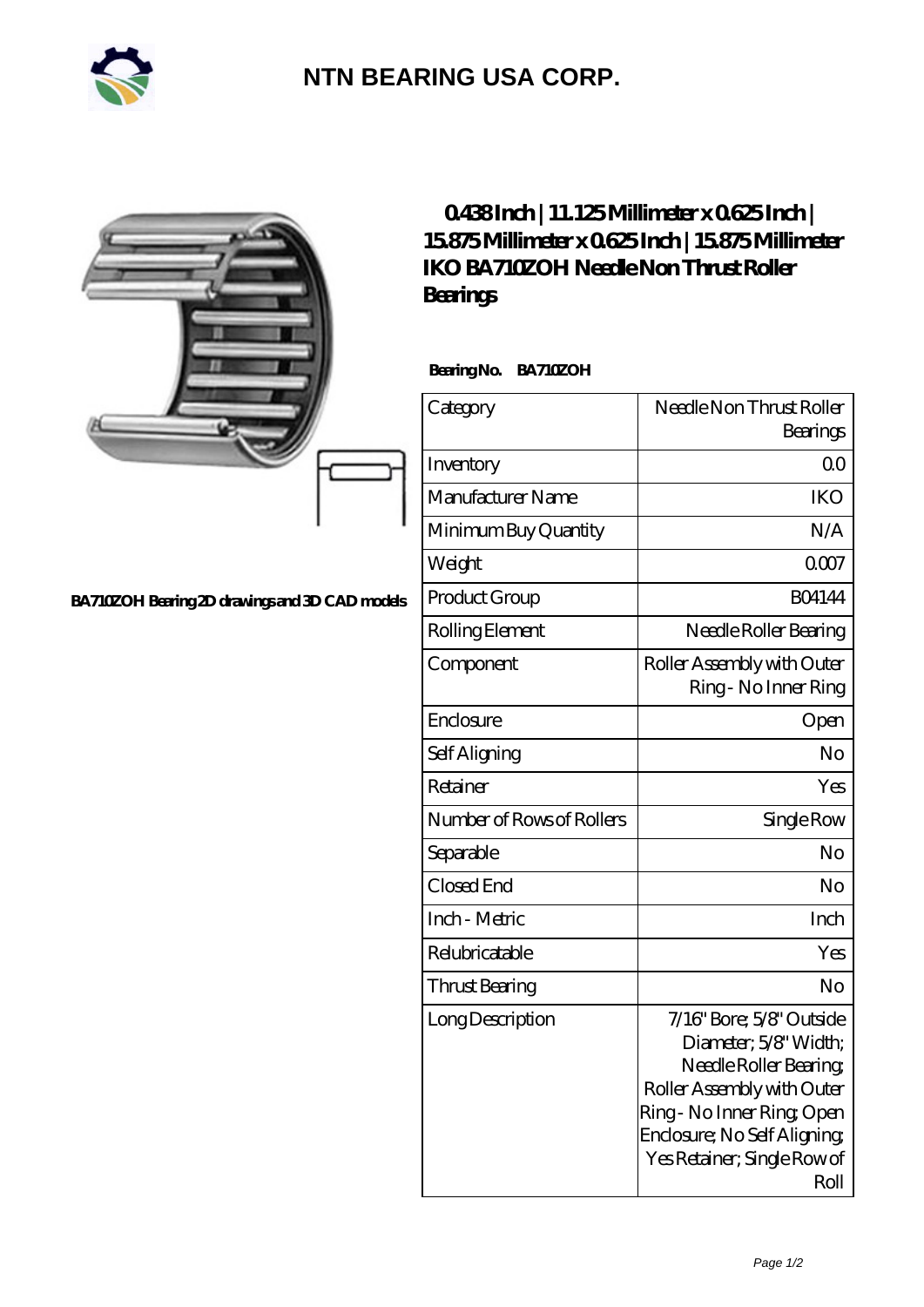# NTN BEARING USA CORP.

BA710ZOH Bearing 2D drawings and 3D CAD models

## 0.438 Inch | 11.125 Millimeter x 0.625 Inch | 15.875 Millimeter x 0.625 Inch | 15.875 Millimeter IKO BA710ZOH Needle Non Thrust Roller Bearings

**Bearing No.** BA710ZOH

| Category | Needle Non Thrust Roller Bearings |
|---|---|
| Inventory | 0.0 |
| Manufacturer Name | IKO |
| Minimum Buy Quantity | N/A |
| Weight | 0.007 |
| Product Group | B04144 |
| Rolling Element | Needle Roller Bearing |
| Component | Roller Assembly with Outer Ring - No Inner Ring |
| Enclosure | Open |
| Self Aligning | No |
| Retainer | Yes |
| Number of Rows of Rollers | Single Row |
| Separable | No |
| Closed End | No |
| Inch - Metric | Inch |
| Relubricatable | Yes |
| Thrust Bearing | No |
| Long Description | 7/16" Bore; 5/8" Outside Diameter; 5/8" Width; Needle Roller Bearing; Roller Assembly with Outer Ring - No Inner Ring; Open Enclosure; No Self Aligning; Yes Retainer; Single Row of Roll |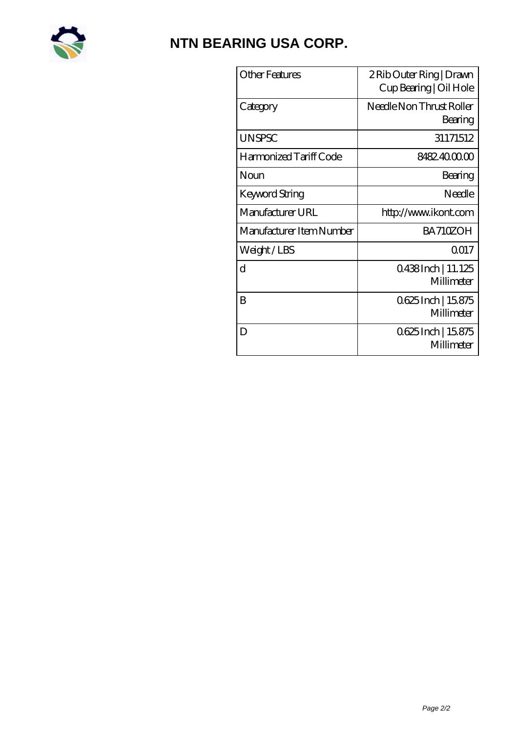# NTN BEARING USA CORP.

| | |
|---|---|
| Other Features | 2 Rib Outer Ring \| Drawn Cup Bearing \| Oil Hole |
| Category | Needle Non Thrust Roller Bearing |
| UNSPSC | 31171512 |
| Harmonized Tariff Code | 8482.40.00.00 |
| Noun | Bearing |
| Keyword String | Needle |
| Manufacturer URL | http://www.ikont.com |
| Manufacturer Item Number | BA710ZOH |
| Weight / LBS | 0.017 |
| d | 0.438 Inch \| 11.125 Millimeter |
| B | 0.625 Inch \| 15.875 Millimeter |
| D | 0.625 Inch \| 15.875 Millimeter |